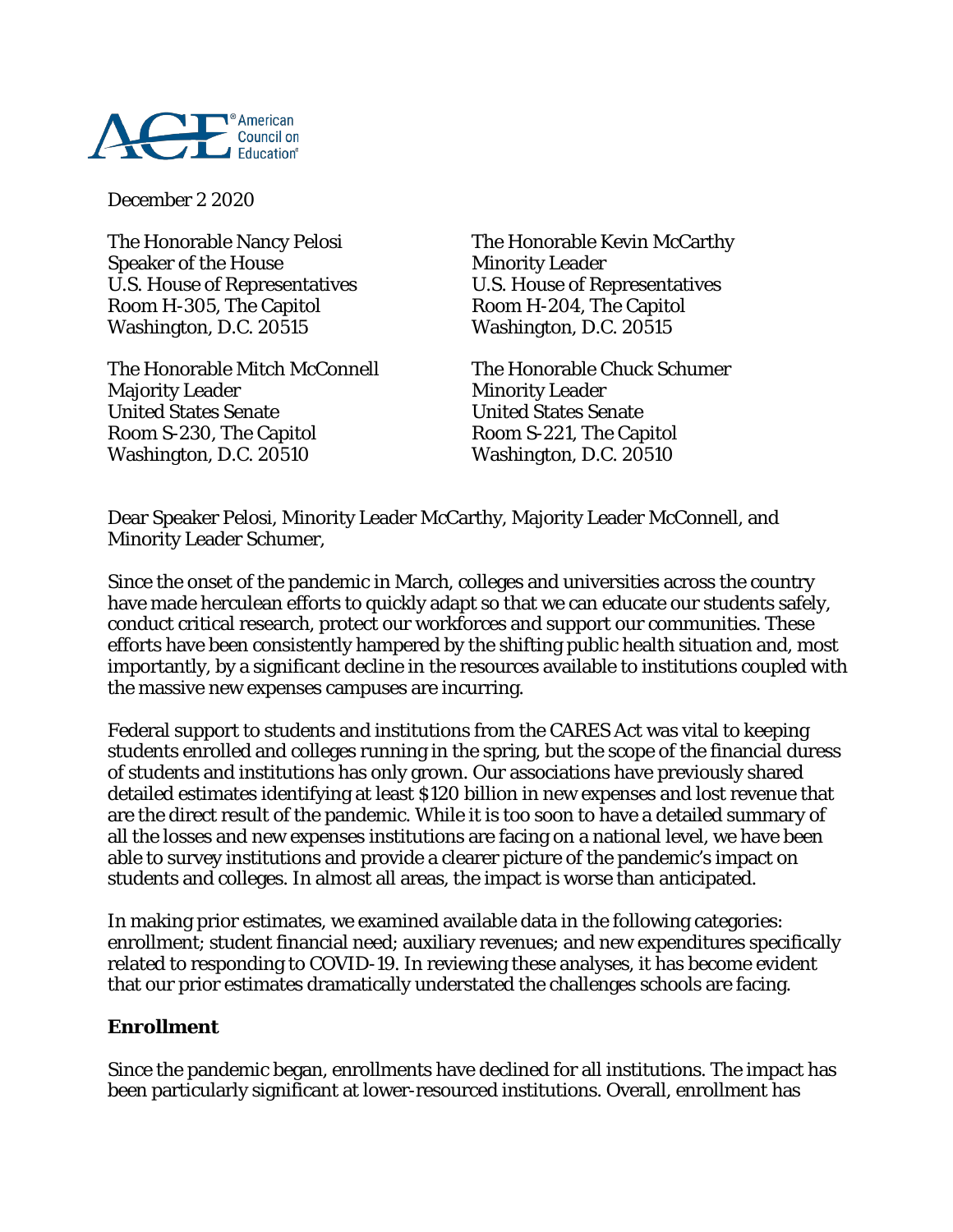American Council on Education

December 2 2020

The Honorable Nancy Pelosi
Speaker of the House
U.S. House of Representatives
Room H-305, The Capitol
Washington, D.C. 20515

The Honorable Kevin McCarthy
Minority Leader
U.S. House of Representatives
Room H-204, The Capitol
Washington, D.C. 20515

The Honorable Mitch McConnell
Majority Leader
United States Senate
Room S-230, The Capitol
Washington, D.C. 20510

The Honorable Chuck Schumer
Minority Leader
United States Senate
Room S-221, The Capitol
Washington, D.C. 20510

Dear Speaker Pelosi, Minority Leader McCarthy, Majority Leader McConnell, and Minority Leader Schumer,

Since the onset of the pandemic in March, colleges and universities across the country have made herculean efforts to quickly adapt so that we can educate our students safely, conduct critical research, protect our workforces and support our communities. These efforts have been consistently hampered by the shifting public health situation and, most importantly, by a significant decline in the resources available to institutions coupled with the massive new expenses campuses are incurring.

Federal support to students and institutions from the CARES Act was vital to keeping students enrolled and colleges running in the spring, but the scope of the financial duress of students and institutions has only grown. Our associations have previously shared detailed estimates identifying at least $120 billion in new expenses and lost revenue that are the direct result of the pandemic. While it is too soon to have a detailed summary of all the losses and new expenses institutions are facing on a national level, we have been able to survey institutions and provide a clearer picture of the pandemic's impact on students and colleges. In almost all areas, the impact is worse than anticipated.

In making prior estimates, we examined available data in the following categories: enrollment; student financial need; auxiliary revenues; and new expenditures specifically related to responding to COVID-19. In reviewing these analyses, it has become evident that our prior estimates dramatically understated the challenges schools are facing.

**Enrollment**

Since the pandemic began, enrollments have declined for all institutions. The impact has been particularly significant at lower-resourced institutions. Overall, enrollment has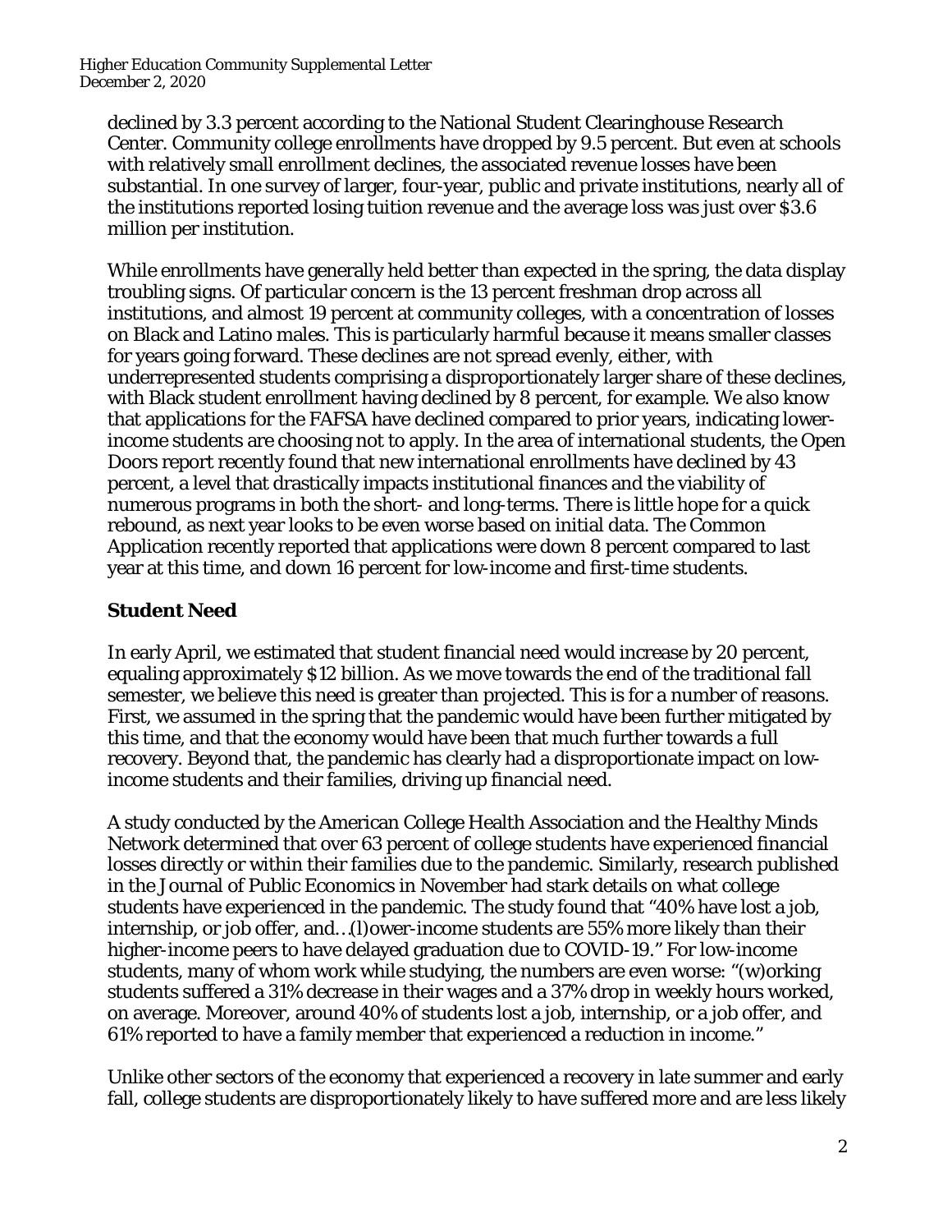declined by 3.3 percent according to the National Student Clearinghouse Research Center. Community college enrollments have dropped by 9.5 percent. But even at schools with relatively small enrollment declines, the associated revenue losses have been substantial. In one survey of larger, four-year, public and private institutions, nearly all of the institutions reported losing tuition revenue and the average loss was just over $3.6 million per institution.

While enrollments have generally held better than expected in the spring, the data display troubling signs. Of particular concern is the 13 percent freshman drop across all institutions, and almost 19 percent at community colleges, with a concentration of losses on Black and Latino males. This is particularly harmful because it means smaller classes for years going forward. These declines are not spread evenly, either, with underrepresented students comprising a disproportionately larger share of these declines, with Black student enrollment having declined by 8 percent, for example. We also know that applications for the FAFSA have declined compared to prior years, indicating lower-income students are choosing not to apply. In the area of international students, the Open Doors report recently found that new international enrollments have declined by 43 percent, a level that drastically impacts institutional finances and the viability of numerous programs in both the short- and long-terms. There is little hope for a quick rebound, as next year looks to be even worse based on initial data. The Common Application recently reported that applications were down 8 percent compared to last year at this time, and down 16 percent for low-income and first-time students.

## Student Need

In early April, we estimated that student financial need would increase by 20 percent, equaling approximately $12 billion. As we move towards the end of the traditional fall semester, we believe this need is greater than projected. This is for a number of reasons. First, we assumed in the spring that the pandemic would have been further mitigated by this time, and that the economy would have been that much further towards a full recovery. Beyond that, the pandemic has clearly had a disproportionate impact on low-income students and their families, driving up financial need.

A study conducted by the American College Health Association and the Healthy Minds Network determined that over 63 percent of college students have experienced financial losses directly or within their families due to the pandemic. Similarly, research published in the Journal of Public Economics in November had stark details on what college students have experienced in the pandemic. The study found that "40% have lost a job, internship, or job offer, and…(l)ower-income students are 55% more likely than their higher-income peers to have delayed graduation due to COVID-19." For low-income students, many of whom work while studying, the numbers are even worse: "(w)orking students suffered a 31% decrease in their wages and a 37% drop in weekly hours worked, on average. Moreover, around 40% of students lost a job, internship, or a job offer, and 61% reported to have a family member that experienced a reduction in income."

Unlike other sectors of the economy that experienced a recovery in late summer and early fall, college students are disproportionately likely to have suffered more and are less likely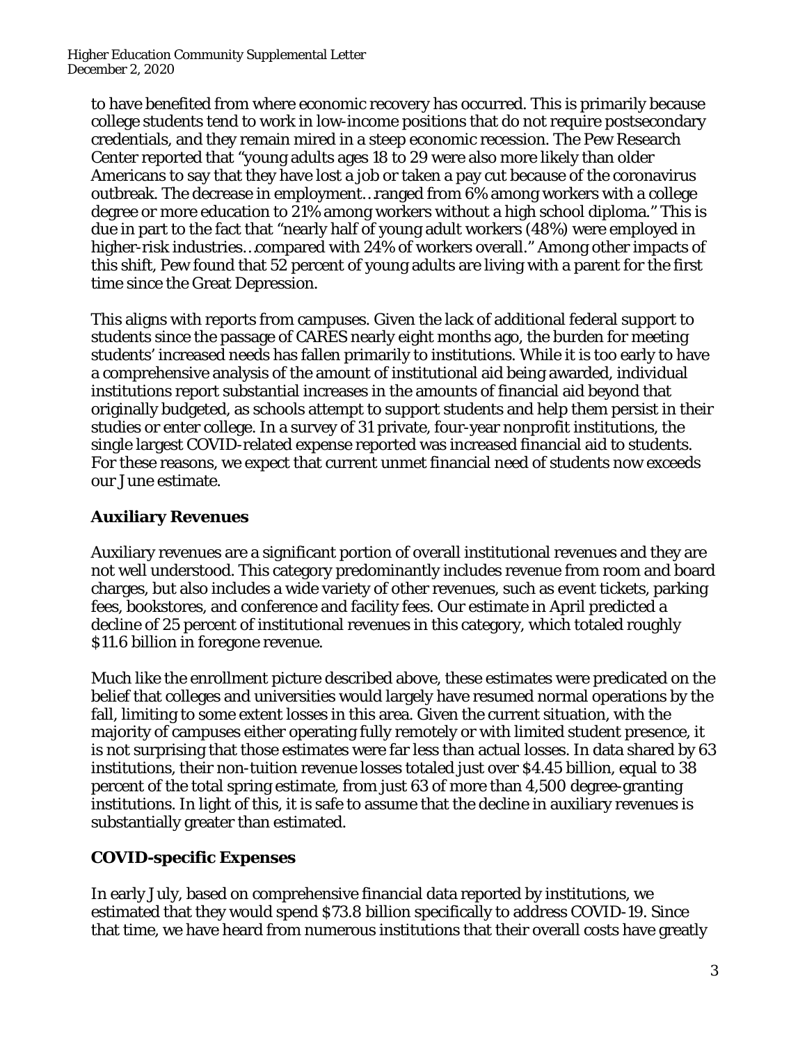to have benefited from where economic recovery has occurred. This is primarily because college students tend to work in low-income positions that do not require postsecondary credentials, and they remain mired in a steep economic recession. The Pew Research Center reported that "young adults ages 18 to 29 were also more likely than older Americans to say that they have lost a job or taken a pay cut because of the coronavirus outbreak. The decrease in employment…ranged from 6% among workers with a college degree or more education to 21% among workers without a high school diploma." This is due in part to the fact that "nearly half of young adult workers (48%) were employed in higher-risk industries…compared with 24% of workers overall." Among other impacts of this shift, Pew found that 52 percent of young adults are living with a parent for the first time since the Great Depression.

This aligns with reports from campuses. Given the lack of additional federal support to students since the passage of CARES nearly eight months ago, the burden for meeting students' increased needs has fallen primarily to institutions. While it is too early to have a comprehensive analysis of the amount of institutional aid being awarded, individual institutions report substantial increases in the amounts of financial aid beyond that originally budgeted, as schools attempt to support students and help them persist in their studies or enter college. In a survey of 31 private, four-year nonprofit institutions, the single largest COVID-related expense reported was increased financial aid to students. For these reasons, we expect that current unmet financial need of students now exceeds our June estimate.

## Auxiliary Revenues

Auxiliary revenues are a significant portion of overall institutional revenues and they are not well understood. This category predominantly includes revenue from room and board charges, but also includes a wide variety of other revenues, such as event tickets, parking fees, bookstores, and conference and facility fees. Our estimate in April predicted a decline of 25 percent of institutional revenues in this category, which totaled roughly $11.6 billion in foregone revenue.

Much like the enrollment picture described above, these estimates were predicated on the belief that colleges and universities would largely have resumed normal operations by the fall, limiting to some extent losses in this area. Given the current situation, with the majority of campuses either operating fully remotely or with limited student presence, it is not surprising that those estimates were far less than actual losses. In data shared by 63 institutions, their non-tuition revenue losses totaled just over $4.45 billion, equal to 38 percent of the total spring estimate, from just 63 of more than 4,500 degree-granting institutions. In light of this, it is safe to assume that the decline in auxiliary revenues is substantially greater than estimated.

## COVID-specific Expenses

In early July, based on comprehensive financial data reported by institutions, we estimated that they would spend $73.8 billion specifically to address COVID-19. Since that time, we have heard from numerous institutions that their overall costs have greatly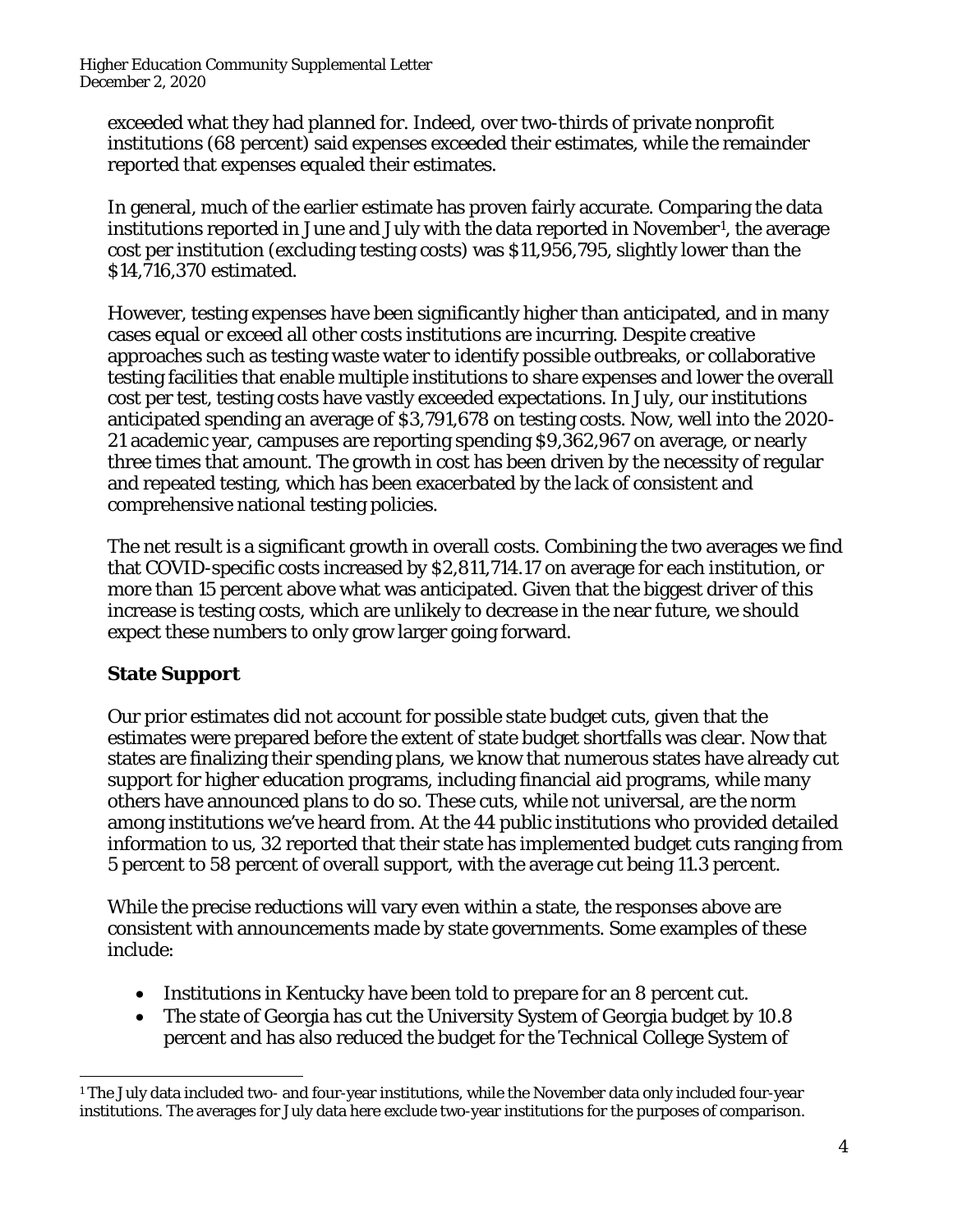exceeded what they had planned for. Indeed, over two-thirds of private nonprofit institutions (68 percent) said expenses exceeded their estimates, while the remainder reported that expenses equaled their estimates.

In general, much of the earlier estimate has proven fairly accurate. Comparing the data institutions reported in June and July with the data reported in November[1], the average cost per institution (excluding testing costs) was $11,956,795, slightly lower than the $14,716,370 estimated.

However, testing expenses have been significantly higher than anticipated, and in many cases equal or exceed all other costs institutions are incurring. Despite creative approaches such as testing waste water to identify possible outbreaks, or collaborative testing facilities that enable multiple institutions to share expenses and lower the overall cost per test, testing costs have vastly exceeded expectations. In July, our institutions anticipated spending an average of $3,791,678 on testing costs. Now, well into the 2020-21 academic year, campuses are reporting spending $9,362,967 on average, or nearly three times that amount. The growth in cost has been driven by the necessity of regular and repeated testing, which has been exacerbated by the lack of consistent and comprehensive national testing policies.

The net result is a significant growth in overall costs. Combining the two averages we find that COVID-specific costs increased by $2,811,714.17 on average for each institution, or more than 15 percent above what was anticipated. Given that the biggest driver of this increase is testing costs, which are unlikely to decrease in the near future, we should expect these numbers to only grow larger going forward.

## State Support

Our prior estimates did not account for possible state budget cuts, given that the estimates were prepared before the extent of state budget shortfalls was clear. Now that states are finalizing their spending plans, we know that numerous states have already cut support for higher education programs, including financial aid programs, while many others have announced plans to do so. These cuts, while not universal, are the norm among institutions we've heard from. At the 44 public institutions who provided detailed information to us, 32 reported that their state has implemented budget cuts ranging from 5 percent to 58 percent of overall support, with the average cut being 11.3 percent.

While the precise reductions will vary even within a state, the responses above are consistent with announcements made by state governments. Some examples of these include:

- Institutions in Kentucky have been told to prepare for an 8 percent cut.
- The state of Georgia has cut the University System of Georgia budget by 10.8 percent and has also reduced the budget for the Technical College System of

[1] The July data included two- and four-year institutions, while the November data only included four-year institutions. The averages for July data here exclude two-year institutions for the purposes of comparison.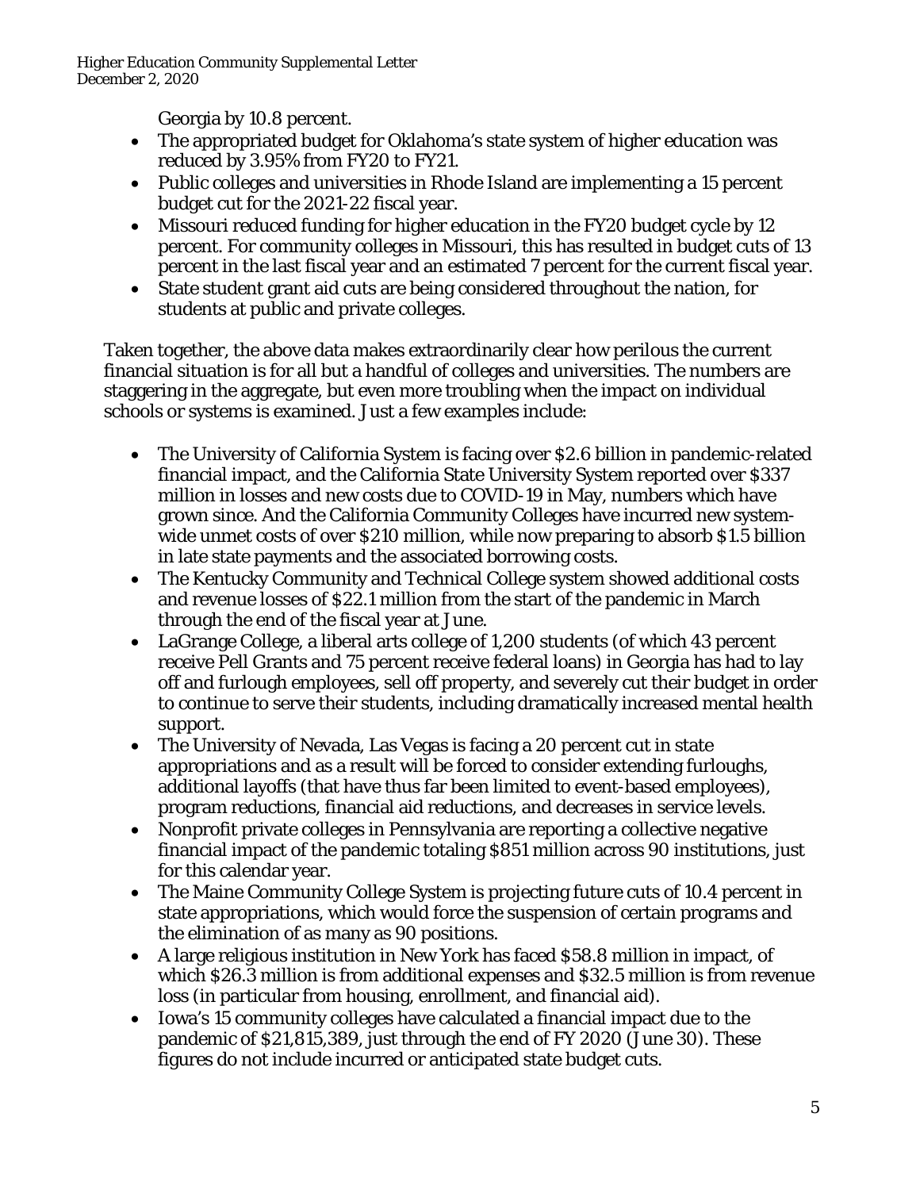Georgia by 10.8 percent.

- The appropriated budget for Oklahoma's state system of higher education was reduced by 3.95% from FY20 to FY21.
- Public colleges and universities in Rhode Island are implementing a 15 percent budget cut for the 2021-22 fiscal year.
- Missouri reduced funding for higher education in the FY20 budget cycle by 12 percent. For community colleges in Missouri, this has resulted in budget cuts of 13 percent in the last fiscal year and an estimated 7 percent for the current fiscal year.
- State student grant aid cuts are being considered throughout the nation, for students at public and private colleges.

Taken together, the above data makes extraordinarily clear how perilous the current financial situation is for all but a handful of colleges and universities. The numbers are staggering in the aggregate, but even more troubling when the impact on individual schools or systems is examined. Just a few examples include:

- The University of California System is facing over $2.6 billion in pandemic-related financial impact, and the California State University System reported over $337 million in losses and new costs due to COVID-19 in May, numbers which have grown since. And the California Community Colleges have incurred new system-wide unmet costs of over $210 million, while now preparing to absorb $1.5 billion in late state payments and the associated borrowing costs.
- The Kentucky Community and Technical College system showed additional costs and revenue losses of $22.1 million from the start of the pandemic in March through the end of the fiscal year at June.
- LaGrange College, a liberal arts college of 1,200 students (of which 43 percent receive Pell Grants and 75 percent receive federal loans) in Georgia has had to lay off and furlough employees, sell off property, and severely cut their budget in order to continue to serve their students, including dramatically increased mental health support.
- The University of Nevada, Las Vegas is facing a 20 percent cut in state appropriations and as a result will be forced to consider extending furloughs, additional layoffs (that have thus far been limited to event-based employees), program reductions, financial aid reductions, and decreases in service levels.
- Nonprofit private colleges in Pennsylvania are reporting a collective negative financial impact of the pandemic totaling $851 million across 90 institutions, just for this calendar year.
- The Maine Community College System is projecting future cuts of 10.4 percent in state appropriations, which would force the suspension of certain programs and the elimination of as many as 90 positions.
- A large religious institution in New York has faced $58.8 million in impact, of which $26.3 million is from additional expenses and $32.5 million is from revenue loss (in particular from housing, enrollment, and financial aid).
- Iowa's 15 community colleges have calculated a financial impact due to the pandemic of $21,815,389, just through the end of FY 2020 (June 30). These figures do not include incurred or anticipated state budget cuts.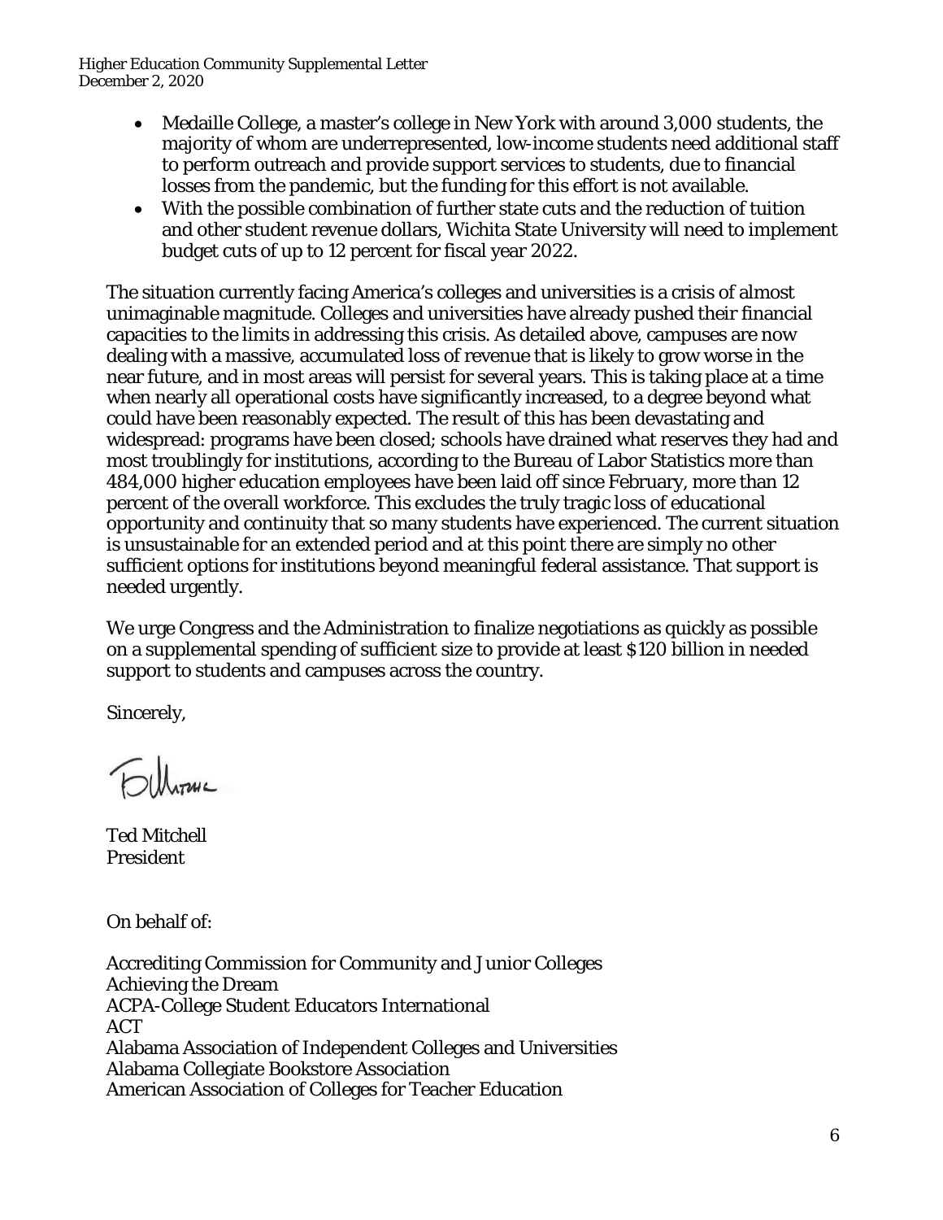- Medaille College, a master's college in New York with around 3,000 students, the majority of whom are underrepresented, low-income students need additional staff to perform outreach and provide support services to students, due to financial losses from the pandemic, but the funding for this effort is not available.
- With the possible combination of further state cuts and the reduction of tuition and other student revenue dollars, Wichita State University will need to implement budget cuts of up to 12 percent for fiscal year 2022.

The situation currently facing America's colleges and universities is a crisis of almost unimaginable magnitude. Colleges and universities have already pushed their financial capacities to the limits in addressing this crisis. As detailed above, campuses are now dealing with a massive, accumulated loss of revenue that is likely to grow worse in the near future, and in most areas will persist for several years. This is taking place at a time when nearly all operational costs have significantly increased, to a degree beyond what could have been reasonably expected. The result of this has been devastating and widespread: programs have been closed; schools have drained what reserves they had and most troublingly for institutions, according to the Bureau of Labor Statistics more than 484,000 higher education employees have been laid off since February, more than 12 percent of the overall workforce. This excludes the truly tragic loss of educational opportunity and continuity that so many students have experienced. The current situation is unsustainable for an extended period and at this point there are simply no other sufficient options for institutions beyond meaningful federal assistance. That support is needed urgently.

We urge Congress and the Administration to finalize negotiations as quickly as possible on a supplemental spending of sufficient size to provide at least $120 billion in needed support to students and campuses across the country.

Sincerely,

Ted Mitchell
President

On behalf of:

Accrediting Commission for Community and Junior Colleges
Achieving the Dream
ACPA-College Student Educators International
ACT
Alabama Association of Independent Colleges and Universities
Alabama Collegiate Bookstore Association
American Association of Colleges for Teacher Education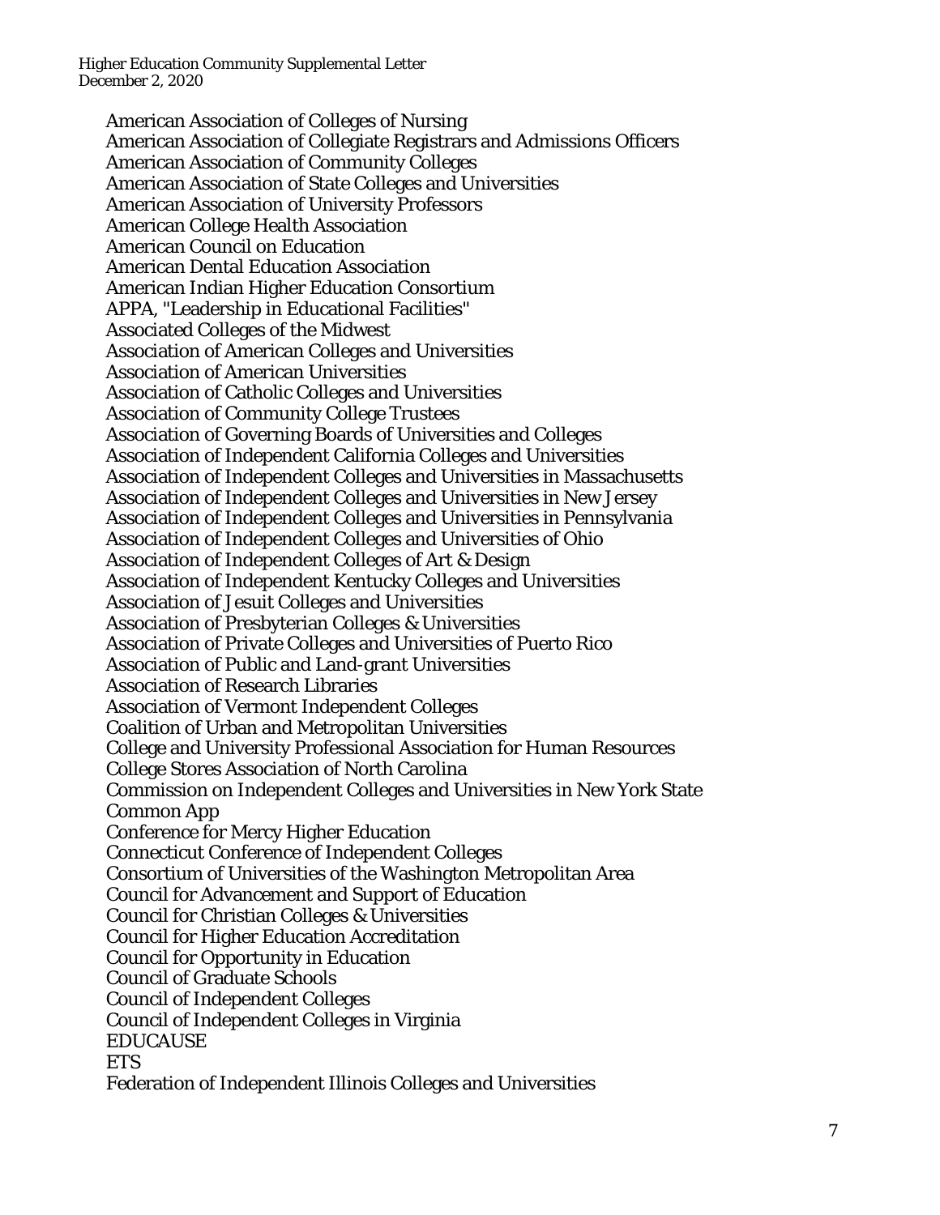American Association of Colleges of Nursing
American Association of Collegiate Registrars and Admissions Officers
American Association of Community Colleges
American Association of State Colleges and Universities
American Association of University Professors
American College Health Association
American Council on Education
American Dental Education Association
American Indian Higher Education Consortium
APPA, "Leadership in Educational Facilities"
Associated Colleges of the Midwest
Association of American Colleges and Universities
Association of American Universities
Association of Catholic Colleges and Universities
Association of Community College Trustees
Association of Governing Boards of Universities and Colleges
Association of Independent California Colleges and Universities
Association of Independent Colleges and Universities in Massachusetts
Association of Independent Colleges and Universities in New Jersey
Association of Independent Colleges and Universities in Pennsylvania
Association of Independent Colleges and Universities of Ohio
Association of Independent Colleges of Art & Design
Association of Independent Kentucky Colleges and Universities
Association of Jesuit Colleges and Universities
Association of Presbyterian Colleges & Universities
Association of Private Colleges and Universities of Puerto Rico
Association of Public and Land-grant Universities
Association of Research Libraries
Association of Vermont Independent Colleges
Coalition of Urban and Metropolitan Universities
College and University Professional Association for Human Resources
College Stores Association of North Carolina
Commission on Independent Colleges and Universities in New York State
Common App
Conference for Mercy Higher Education
Connecticut Conference of Independent Colleges
Consortium of Universities of the Washington Metropolitan Area
Council for Advancement and Support of Education
Council for Christian Colleges & Universities
Council for Higher Education Accreditation
Council for Opportunity in Education
Council of Graduate Schools
Council of Independent Colleges
Council of Independent Colleges in Virginia
EDUCAUSE
ETS
Federation of Independent Illinois Colleges and Universities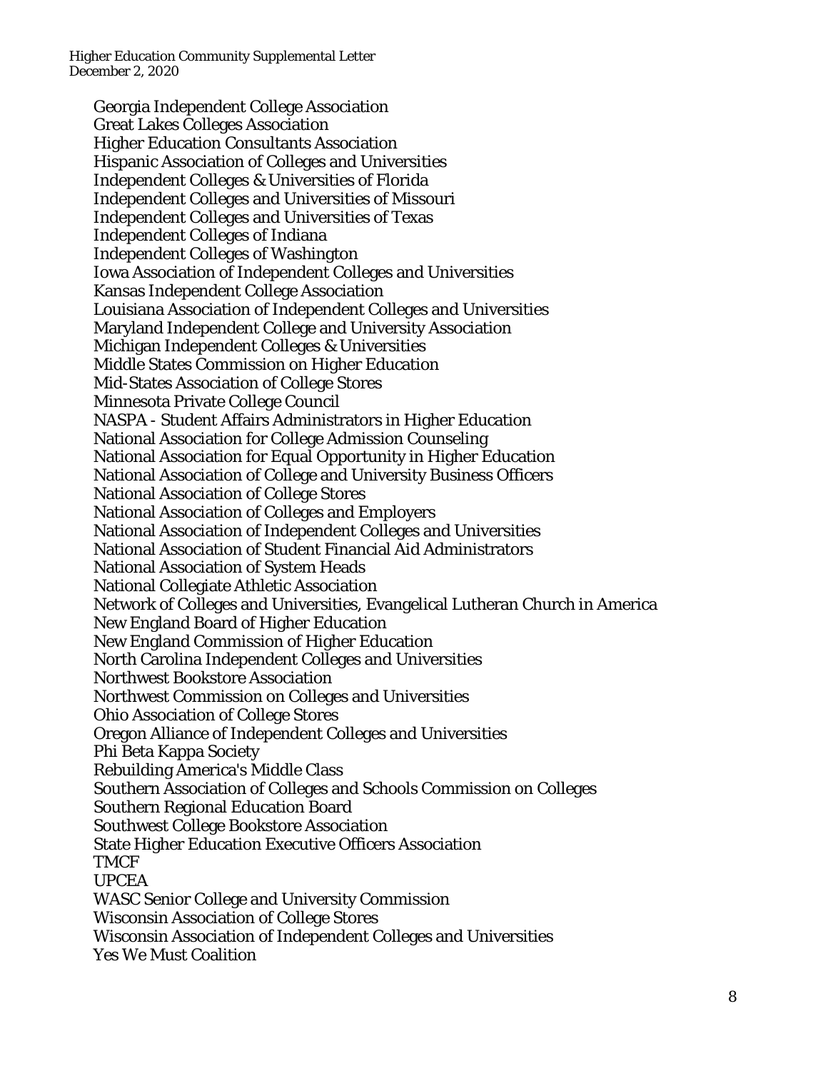Georgia Independent College Association
Great Lakes Colleges Association
Higher Education Consultants Association
Hispanic Association of Colleges and Universities
Independent Colleges & Universities of Florida
Independent Colleges and Universities of Missouri
Independent Colleges and Universities of Texas
Independent Colleges of Indiana
Independent Colleges of Washington
Iowa Association of Independent Colleges and Universities
Kansas Independent College Association
Louisiana Association of Independent Colleges and Universities
Maryland Independent College and University Association
Michigan Independent Colleges & Universities
Middle States Commission on Higher Education
Mid-States Association of College Stores
Minnesota Private College Council
NASPA - Student Affairs Administrators in Higher Education
National Association for College Admission Counseling
National Association for Equal Opportunity in Higher Education
National Association of College and University Business Officers
National Association of College Stores
National Association of Colleges and Employers
National Association of Independent Colleges and Universities
National Association of Student Financial Aid Administrators
National Association of System Heads
National Collegiate Athletic Association
Network of Colleges and Universities, Evangelical Lutheran Church in America
New England Board of Higher Education
New England Commission of Higher Education
North Carolina Independent Colleges and Universities
Northwest Bookstore Association
Northwest Commission on Colleges and Universities
Ohio Association of College Stores
Oregon Alliance of Independent Colleges and Universities
Phi Beta Kappa Society
Rebuilding America's Middle Class
Southern Association of Colleges and Schools Commission on Colleges
Southern Regional Education Board
Southwest College Bookstore Association
State Higher Education Executive Officers Association
TMCF
UPCEA
WASC Senior College and University Commission
Wisconsin Association of College Stores
Wisconsin Association of Independent Colleges and Universities
Yes We Must Coalition